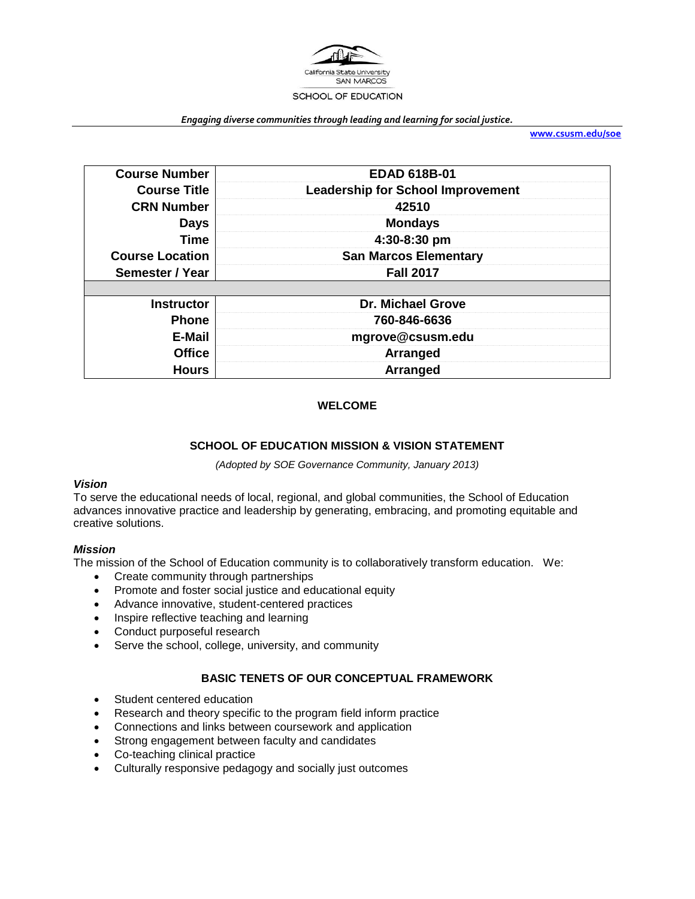California State University
SAN MARCOS
SCHOOL OF EDUCATION

*Engaging diverse communities through leading and learning for social justice.*

**www.csusm.edu/soe**

| **Course Number** | **EDAD 618B-01** |
|---|---|
| **Course Title** | **Leadership for School Improvement** |
| **CRN Number** | **42510** |
| **Days** | **Mondays** |
| **Time** | **4:30-8:30 pm** |
| **Course Location** | **San Marcos Elementary** |
| **Semester / Year** | **Fall 2017** |
| | |
| **Instructor** | **Dr. Michael Grove** |
| **Phone** | **760-846-6636** |
| **E-Mail** | **mgrove@csusm.edu** |
| **Office** | **Arranged** |
| **Hours** | **Arranged** |

## WELCOME

## SCHOOL OF EDUCATION MISSION & VISION STATEMENT

*(Adopted by SOE Governance Community, January 2013)*

### *Vision*

To serve the educational needs of local, regional, and global communities, the School of Education advances innovative practice and leadership by generating, embracing, and promoting equitable and creative solutions.

### *Mission*

The mission of the School of Education community is to collaboratively transform education. We:

- Create community through partnerships
- Promote and foster social justice and educational equity
- Advance innovative, student-centered practices
- Inspire reflective teaching and learning
- Conduct purposeful research
- Serve the school, college, university, and community

## BASIC TENETS OF OUR CONCEPTUAL FRAMEWORK

- Student centered education
- Research and theory specific to the program field inform practice
- Connections and links between coursework and application
- Strong engagement between faculty and candidates
- Co-teaching clinical practice
- Culturally responsive pedagogy and socially just outcomes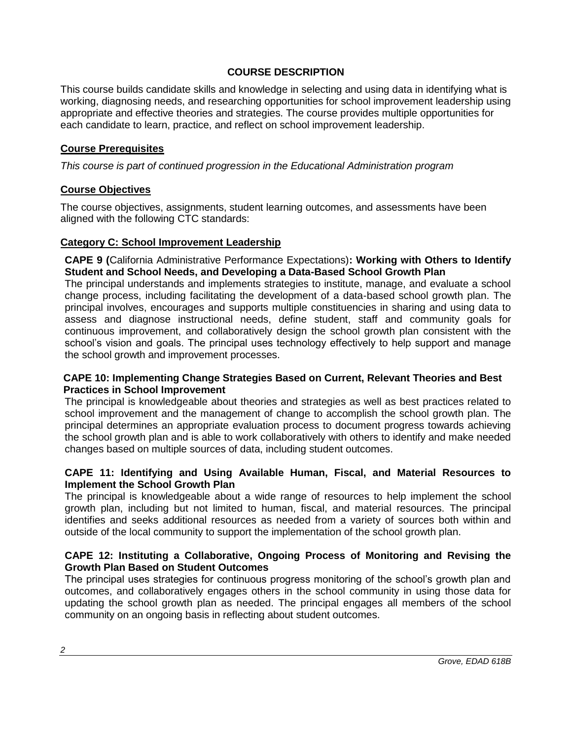## COURSE DESCRIPTION

This course builds candidate skills and knowledge in selecting and using data in identifying what is working, diagnosing needs, and researching opportunities for school improvement leadership using appropriate and effective theories and strategies. The course provides multiple opportunities for each candidate to learn, practice, and reflect on school improvement leadership.

### Course Prerequisites

*This course is part of continued progression in the Educational Administration program*

### Course Objectives

The course objectives, assignments, student learning outcomes, and assessments have been aligned with the following CTC standards:

#### Category C: School Improvement Leadership

**CAPE 9 (**California Administrative Performance Expectations)**: Working with Others to Identify Student and School Needs, and Developing a Data-Based School Growth Plan**

The principal understands and implements strategies to institute, manage, and evaluate a school change process, including facilitating the development of a data-based school growth plan. The principal involves, encourages and supports multiple constituencies in sharing and using data to assess and diagnose instructional needs, define student, staff and community goals for continuous improvement, and collaboratively design the school growth plan consistent with the school's vision and goals. The principal uses technology effectively to help support and manage the school growth and improvement processes.

**CAPE 10: Implementing Change Strategies Based on Current, Relevant Theories and Best Practices in School Improvement**

The principal is knowledgeable about theories and strategies as well as best practices related to school improvement and the management of change to accomplish the school growth plan. The principal determines an appropriate evaluation process to document progress towards achieving the school growth plan and is able to work collaboratively with others to identify and make needed changes based on multiple sources of data, including student outcomes.

**CAPE 11: Identifying and Using Available Human, Fiscal, and Material Resources to Implement the School Growth Plan**

The principal is knowledgeable about a wide range of resources to help implement the school growth plan, including but not limited to human, fiscal, and material resources. The principal identifies and seeks additional resources as needed from a variety of sources both within and outside of the local community to support the implementation of the school growth plan.

**CAPE 12: Instituting a Collaborative, Ongoing Process of Monitoring and Revising the Growth Plan Based on Student Outcomes**

The principal uses strategies for continuous progress monitoring of the school's growth plan and outcomes, and collaboratively engages others in the school community in using those data for updating the school growth plan as needed. The principal engages all members of the school community on an ongoing basis in reflecting about student outcomes.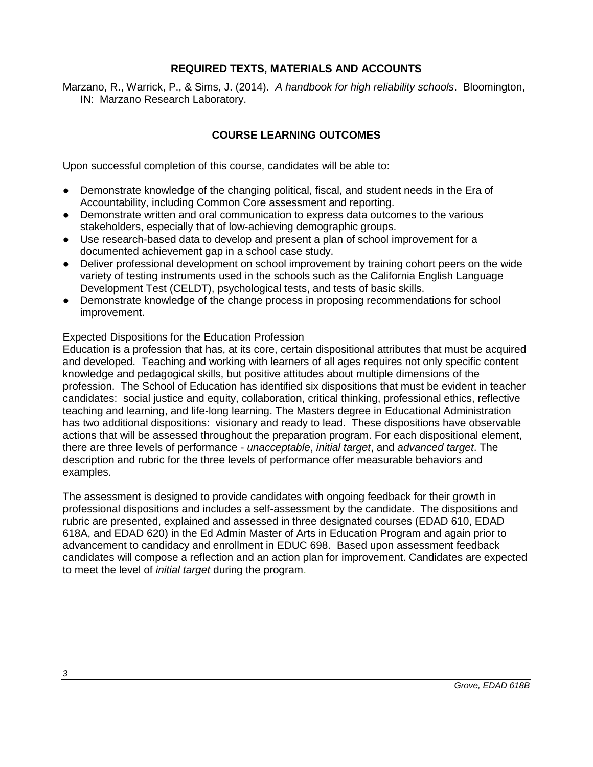## REQUIRED TEXTS, MATERIALS AND ACCOUNTS

Marzano, R., Warrick, P., & Sims, J. (2014). *A handbook for high reliability schools*. Bloomington, IN: Marzano Research Laboratory.

## COURSE LEARNING OUTCOMES

Upon successful completion of this course, candidates will be able to:

- Demonstrate knowledge of the changing political, fiscal, and student needs in the Era of Accountability, including Common Core assessment and reporting.
- Demonstrate written and oral communication to express data outcomes to the various stakeholders, especially that of low-achieving demographic groups.
- Use research-based data to develop and present a plan of school improvement for a documented achievement gap in a school case study.
- Deliver professional development on school improvement by training cohort peers on the wide variety of testing instruments used in the schools such as the California English Language Development Test (CELDT), psychological tests, and tests of basic skills.
- Demonstrate knowledge of the change process in proposing recommendations for school improvement.

Expected Dispositions for the Education Profession

Education is a profession that has, at its core, certain dispositional attributes that must be acquired and developed. Teaching and working with learners of all ages requires not only specific content knowledge and pedagogical skills, but positive attitudes about multiple dimensions of the profession. The School of Education has identified six dispositions that must be evident in teacher candidates: social justice and equity, collaboration, critical thinking, professional ethics, reflective teaching and learning, and life-long learning. The Masters degree in Educational Administration has two additional dispositions: visionary and ready to lead. These dispositions have observable actions that will be assessed throughout the preparation program. For each dispositional element, there are three levels of performance - *unacceptable*, *initial target*, and *advanced target*. The description and rubric for the three levels of performance offer measurable behaviors and examples.

The assessment is designed to provide candidates with ongoing feedback for their growth in professional dispositions and includes a self-assessment by the candidate. The dispositions and rubric are presented, explained and assessed in three designated courses (EDAD 610, EDAD 618A, and EDAD 620) in the Ed Admin Master of Arts in Education Program and again prior to advancement to candidacy and enrollment in EDUC 698. Based upon assessment feedback candidates will compose a reflection and an action plan for improvement. Candidates are expected to meet the level of *initial target* during the program.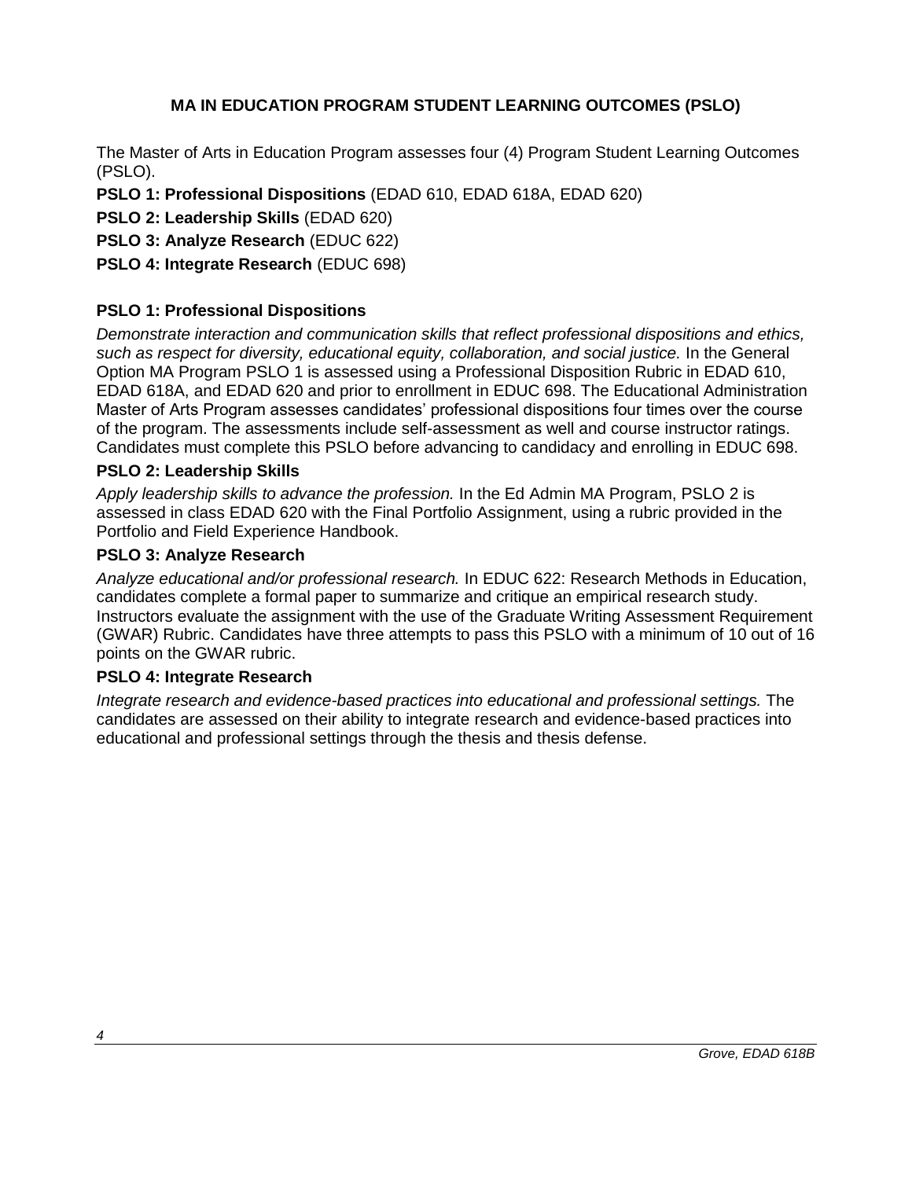## MA IN EDUCATION PROGRAM STUDENT LEARNING OUTCOMES (PSLO)

The Master of Arts in Education Program assesses four (4) Program Student Learning Outcomes (PSLO).

**PSLO 1: Professional Dispositions** (EDAD 610, EDAD 618A, EDAD 620)

**PSLO 2: Leadership Skills** (EDAD 620)

**PSLO 3: Analyze Research** (EDUC 622)

**PSLO 4: Integrate Research** (EDUC 698)

### PSLO 1: Professional Dispositions

*Demonstrate interaction and communication skills that reflect professional dispositions and ethics, such as respect for diversity, educational equity, collaboration, and social justice.* In the General Option MA Program PSLO 1 is assessed using a Professional Disposition Rubric in EDAD 610, EDAD 618A, and EDAD 620 and prior to enrollment in EDUC 698. The Educational Administration Master of Arts Program assesses candidates' professional dispositions four times over the course of the program. The assessments include self-assessment as well and course instructor ratings. Candidates must complete this PSLO before advancing to candidacy and enrolling in EDUC 698.

### PSLO 2: Leadership Skills

*Apply leadership skills to advance the profession.* In the Ed Admin MA Program, PSLO 2 is assessed in class EDAD 620 with the Final Portfolio Assignment, using a rubric provided in the Portfolio and Field Experience Handbook.

### PSLO 3: Analyze Research

*Analyze educational and/or professional research.* In EDUC 622: Research Methods in Education, candidates complete a formal paper to summarize and critique an empirical research study. Instructors evaluate the assignment with the use of the Graduate Writing Assessment Requirement (GWAR) Rubric. Candidates have three attempts to pass this PSLO with a minimum of 10 out of 16 points on the GWAR rubric.

### PSLO 4: Integrate Research

*Integrate research and evidence-based practices into educational and professional settings.* The candidates are assessed on their ability to integrate research and evidence-based practices into educational and professional settings through the thesis and thesis defense.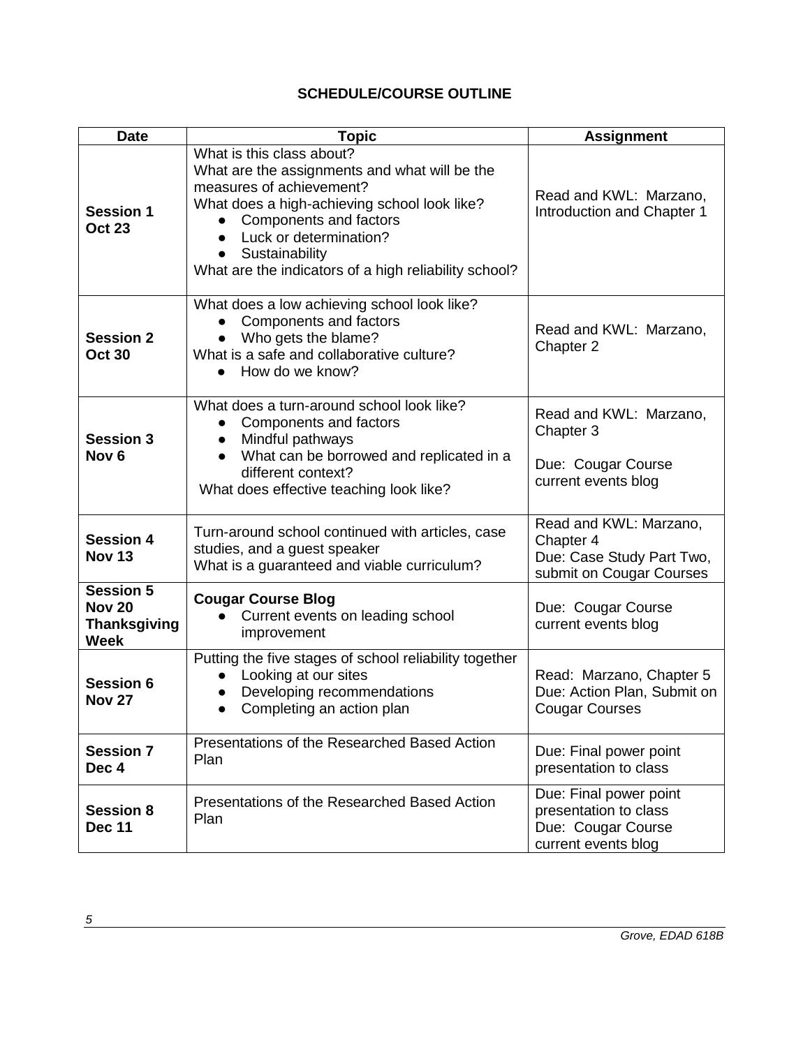## SCHEDULE/COURSE OUTLINE

| Date | Topic | Assignment |
|---|---|---|
| **Session 1 Oct 23** | What is this class about?<br>What are the assignments and what will be the measures of achievement?<br>What does a high-achieving school look like?<br>• Components and factors<br>• Luck or determination?<br>• Sustainability<br>What are the indicators of a high reliability school? | Read and KWL: Marzano, Introduction and Chapter 1 |
| **Session 2 Oct 30** | What does a low achieving school look like?<br>• Components and factors<br>• Who gets the blame?<br>What is a safe and collaborative culture?<br>• How do we know? | Read and KWL: Marzano, Chapter 2 |
| **Session 3 Nov 6** | What does a turn-around school look like?<br>• Components and factors<br>• Mindful pathways<br>• What can be borrowed and replicated in a different context?<br>What does effective teaching look like? | Read and KWL: Marzano, Chapter 3<br><br>Due: Cougar Course current events blog |
| **Session 4 Nov 13** | Turn-around school continued with articles, case studies, and a guest speaker<br>What is a guaranteed and viable curriculum? | Read and KWL: Marzano, Chapter 4<br>Due: Case Study Part Two, submit on Cougar Courses |
| **Session 5 Nov 20 Thanksgiving Week** | **Cougar Course Blog**<br>• Current events on leading school improvement | Due: Cougar Course current events blog |
| **Session 6 Nov 27** | Putting the five stages of school reliability together<br>• Looking at our sites<br>• Developing recommendations<br>• Completing an action plan | Read: Marzano, Chapter 5<br>Due: Action Plan, Submit on Cougar Courses |
| **Session 7 Dec 4** | Presentations of the Researched Based Action Plan | Due: Final power point presentation to class |
| **Session 8 Dec 11** | Presentations of the Researched Based Action Plan | Due: Final power point presentation to class<br>Due: Cougar Course current events blog |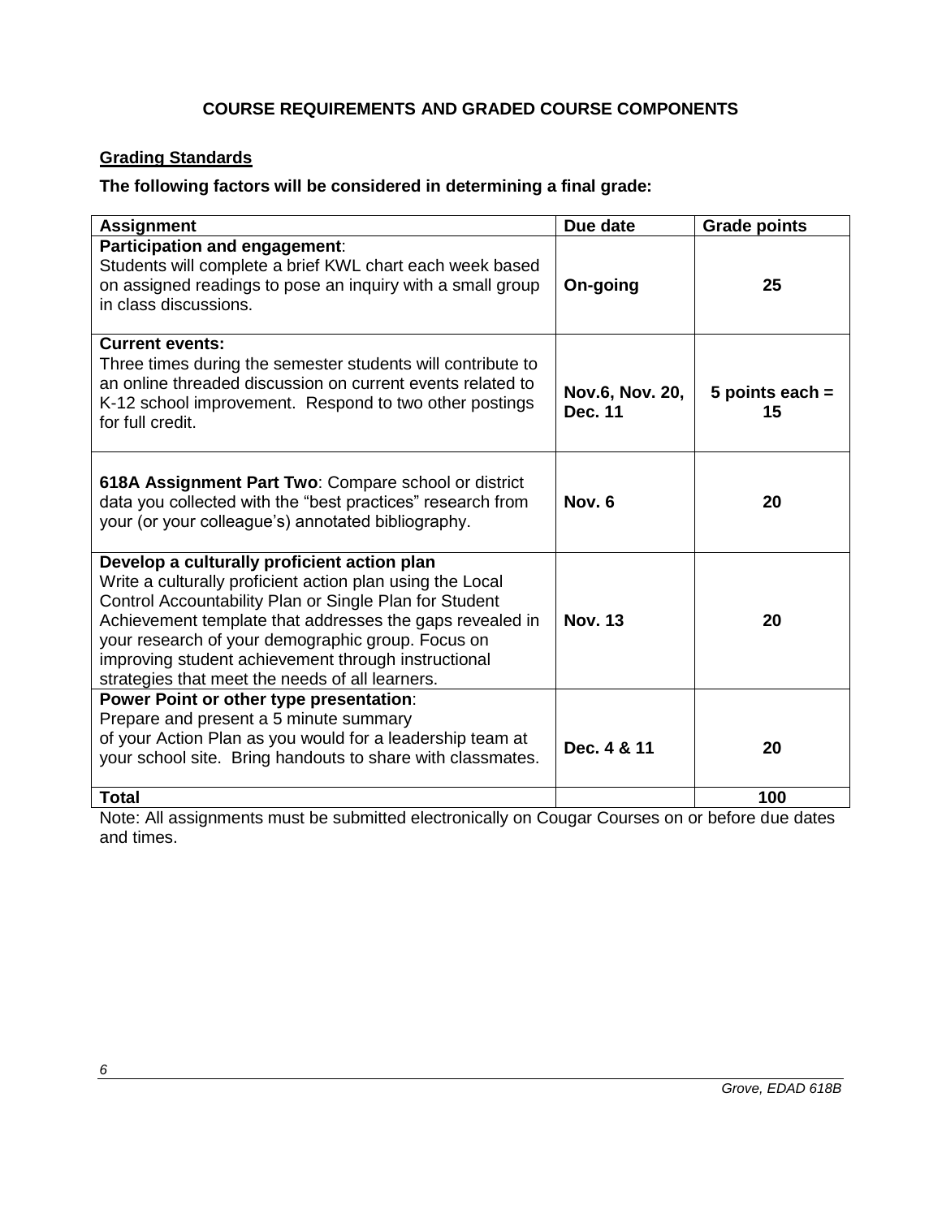## COURSE REQUIREMENTS AND GRADED COURSE COMPONENTS

### Grading Standards

**The following factors will be considered in determining a final grade:**

| Assignment | Due date | Grade points |
|---|---|---|
| **Participation and engagement**: Students will complete a brief KWL chart each week based on assigned readings to pose an inquiry with a small group in class discussions. | **On-going** | **25** |
| **Current events:** Three times during the semester students will contribute to an online threaded discussion on current events related to K-12 school improvement. Respond to two other postings for full credit. | **Nov.6, Nov. 20, Dec. 11** | **5 points each = 15** |
| **618A Assignment Part Two**: Compare school or district data you collected with the "best practices" research from your (or your colleague's) annotated bibliography. | **Nov. 6** | **20** |
| **Develop a culturally proficient action plan** Write a culturally proficient action plan using the Local Control Accountability Plan or Single Plan for Student Achievement template that addresses the gaps revealed in your research of your demographic group. Focus on improving student achievement through instructional strategies that meet the needs of all learners. | **Nov. 13** | **20** |
| **Power Point or other type presentation**: Prepare and present a 5 minute summary of your Action Plan as you would for a leadership team at your school site. Bring handouts to share with classmates. | **Dec. 4 & 11** | **20** |
| **Total** | | **100** |

Note: All assignments must be submitted electronically on Cougar Courses on or before due dates and times.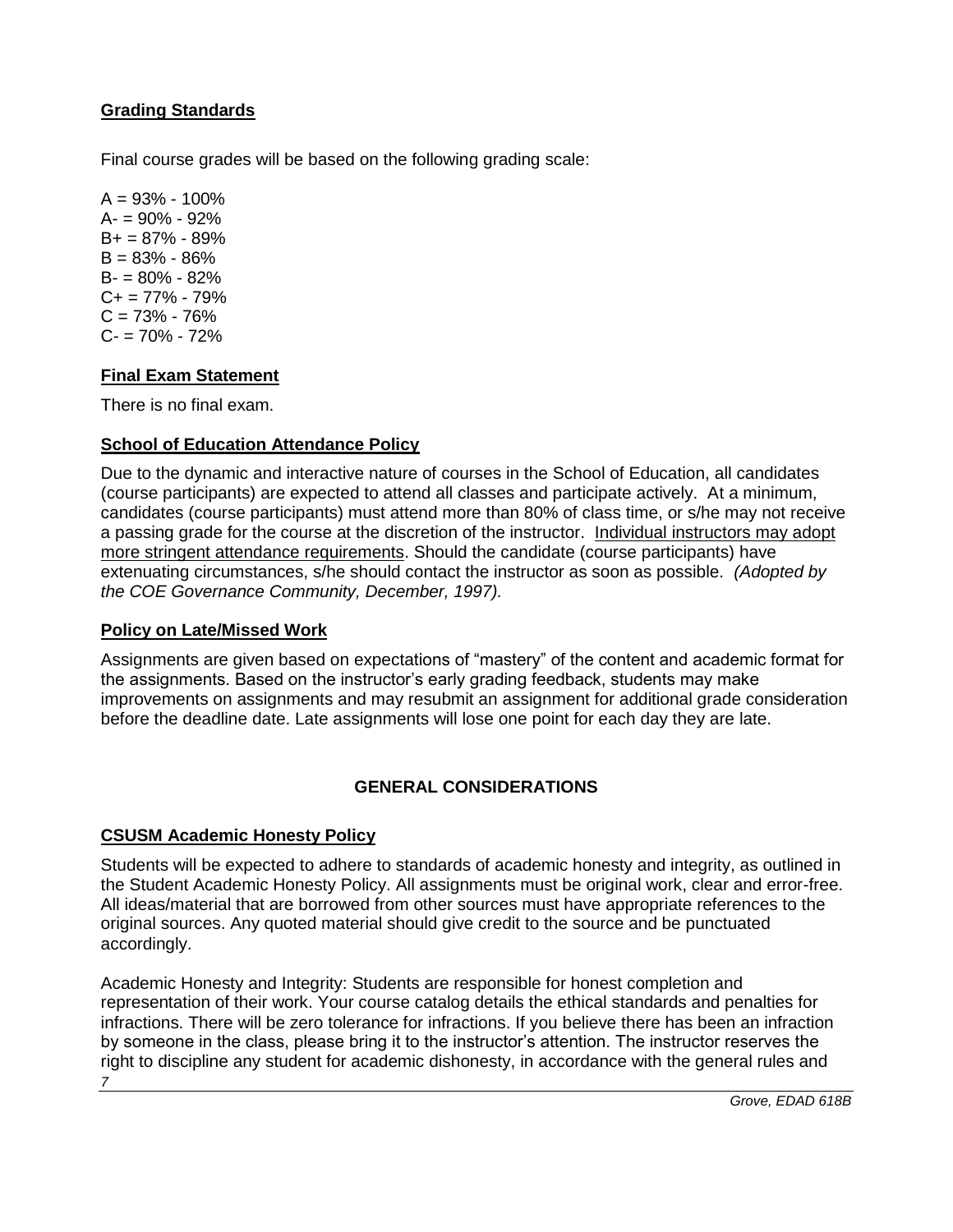## **Grading Standards**

Final course grades will be based on the following grading scale:

A = 93% - 100%
A- = 90% - 92%
B+ = 87% - 89%
B = 83% - 86%
B- = 80% - 82%
C+ = 77% - 79%
C = 73% - 76%
C- = 70% - 72%

## **Final Exam Statement**

There is no final exam.

## **School of Education Attendance Policy**

Due to the dynamic and interactive nature of courses in the School of Education, all candidates (course participants) are expected to attend all classes and participate actively. At a minimum, candidates (course participants) must attend more than 80% of class time, or s/he may not receive a passing grade for the course at the discretion of the instructor. Individual instructors may adopt more stringent attendance requirements. Should the candidate (course participants) have extenuating circumstances, s/he should contact the instructor as soon as possible. *(Adopted by the COE Governance Community, December, 1997).*

## **Policy on Late/Missed Work**

Assignments are given based on expectations of "mastery" of the content and academic format for the assignments. Based on the instructor's early grading feedback, students may make improvements on assignments and may resubmit an assignment for additional grade consideration before the deadline date. Late assignments will lose one point for each day they are late.

# **GENERAL CONSIDERATIONS**

## **CSUSM Academic Honesty Policy**

Students will be expected to adhere to standards of academic honesty and integrity, as outlined in the Student Academic Honesty Policy. All assignments must be original work, clear and error-free. All ideas/material that are borrowed from other sources must have appropriate references to the original sources. Any quoted material should give credit to the source and be punctuated accordingly.

Academic Honesty and Integrity: Students are responsible for honest completion and representation of their work. Your course catalog details the ethical standards and penalties for infractions. There will be zero tolerance for infractions. If you believe there has been an infraction by someone in the class, please bring it to the instructor's attention. The instructor reserves the right to discipline any student for academic dishonesty, in accordance with the general rules and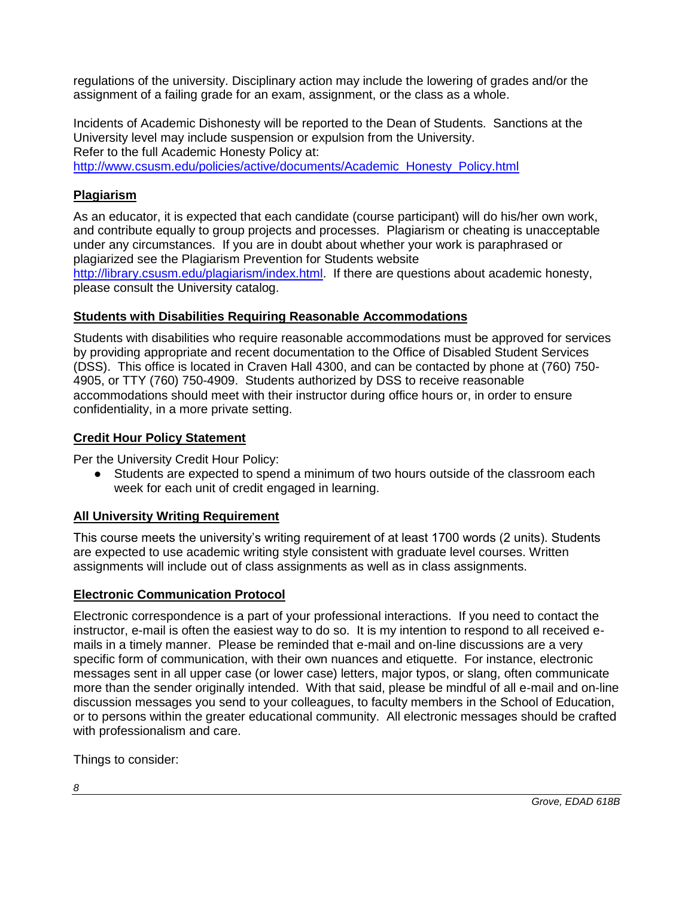regulations of the university. Disciplinary action may include the lowering of grades and/or the assignment of a failing grade for an exam, assignment, or the class as a whole.

Incidents of Academic Dishonesty will be reported to the Dean of Students. Sanctions at the University level may include suspension or expulsion from the University.
Refer to the full Academic Honesty Policy at:
http://www.csusm.edu/policies/active/documents/Academic_Honesty_Policy.html

## Plagiarism

As an educator, it is expected that each candidate (course participant) will do his/her own work, and contribute equally to group projects and processes. Plagiarism or cheating is unacceptable under any circumstances. If you are in doubt about whether your work is paraphrased or plagiarized see the Plagiarism Prevention for Students website http://library.csusm.edu/plagiarism/index.html. If there are questions about academic honesty, please consult the University catalog.

## Students with Disabilities Requiring Reasonable Accommodations

Students with disabilities who require reasonable accommodations must be approved for services by providing appropriate and recent documentation to the Office of Disabled Student Services (DSS). This office is located in Craven Hall 4300, and can be contacted by phone at (760) 750-4905, or TTY (760) 750-4909. Students authorized by DSS to receive reasonable accommodations should meet with their instructor during office hours or, in order to ensure confidentiality, in a more private setting.

## Credit Hour Policy Statement

Per the University Credit Hour Policy:

- Students are expected to spend a minimum of two hours outside of the classroom each week for each unit of credit engaged in learning.

## All University Writing Requirement

This course meets the university's writing requirement of at least 1700 words (2 units). Students are expected to use academic writing style consistent with graduate level courses. Written assignments will include out of class assignments as well as in class assignments.

## Electronic Communication Protocol

Electronic correspondence is a part of your professional interactions. If you need to contact the instructor, e-mail is often the easiest way to do so. It is my intention to respond to all received e-mails in a timely manner. Please be reminded that e-mail and on-line discussions are a very specific form of communication, with their own nuances and etiquette. For instance, electronic messages sent in all upper case (or lower case) letters, major typos, or slang, often communicate more than the sender originally intended. With that said, please be mindful of all e-mail and on-line discussion messages you send to your colleagues, to faculty members in the School of Education, or to persons within the greater educational community. All electronic messages should be crafted with professionalism and care.

Things to consider: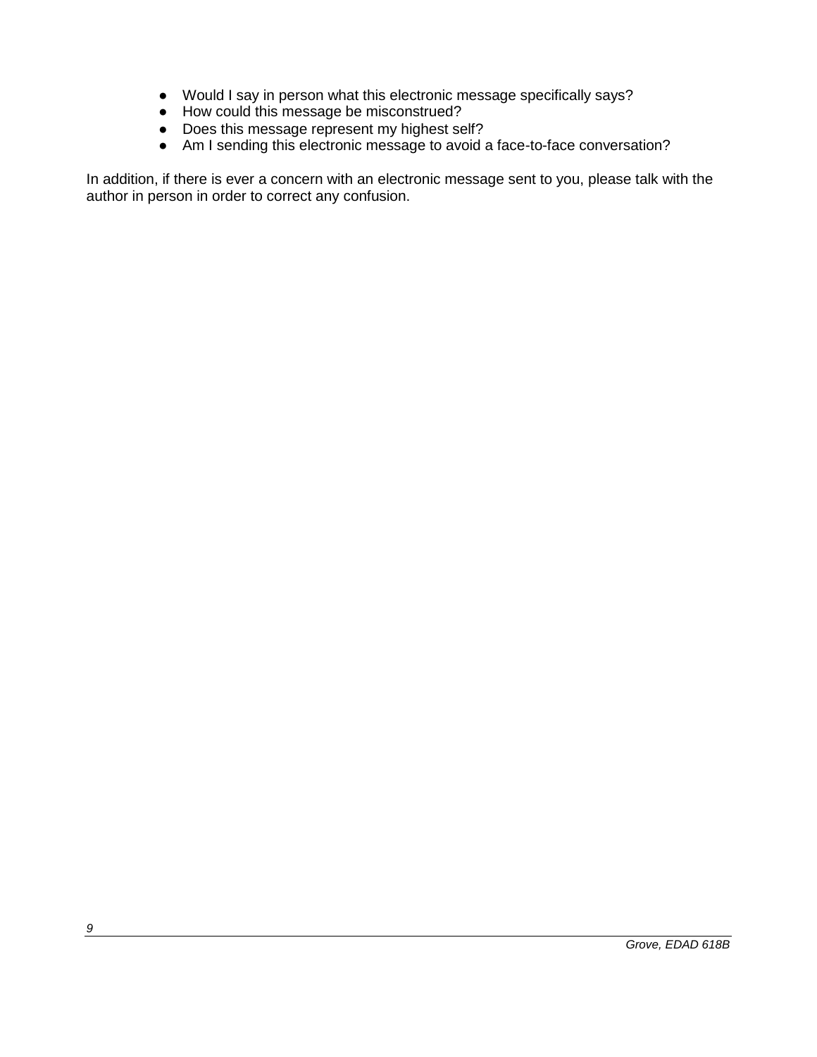- Would I say in person what this electronic message specifically says?
- How could this message be misconstrued?
- Does this message represent my highest self?
- Am I sending this electronic message to avoid a face-to-face conversation?

In addition, if there is ever a concern with an electronic message sent to you, please talk with the author in person in order to correct any confusion.